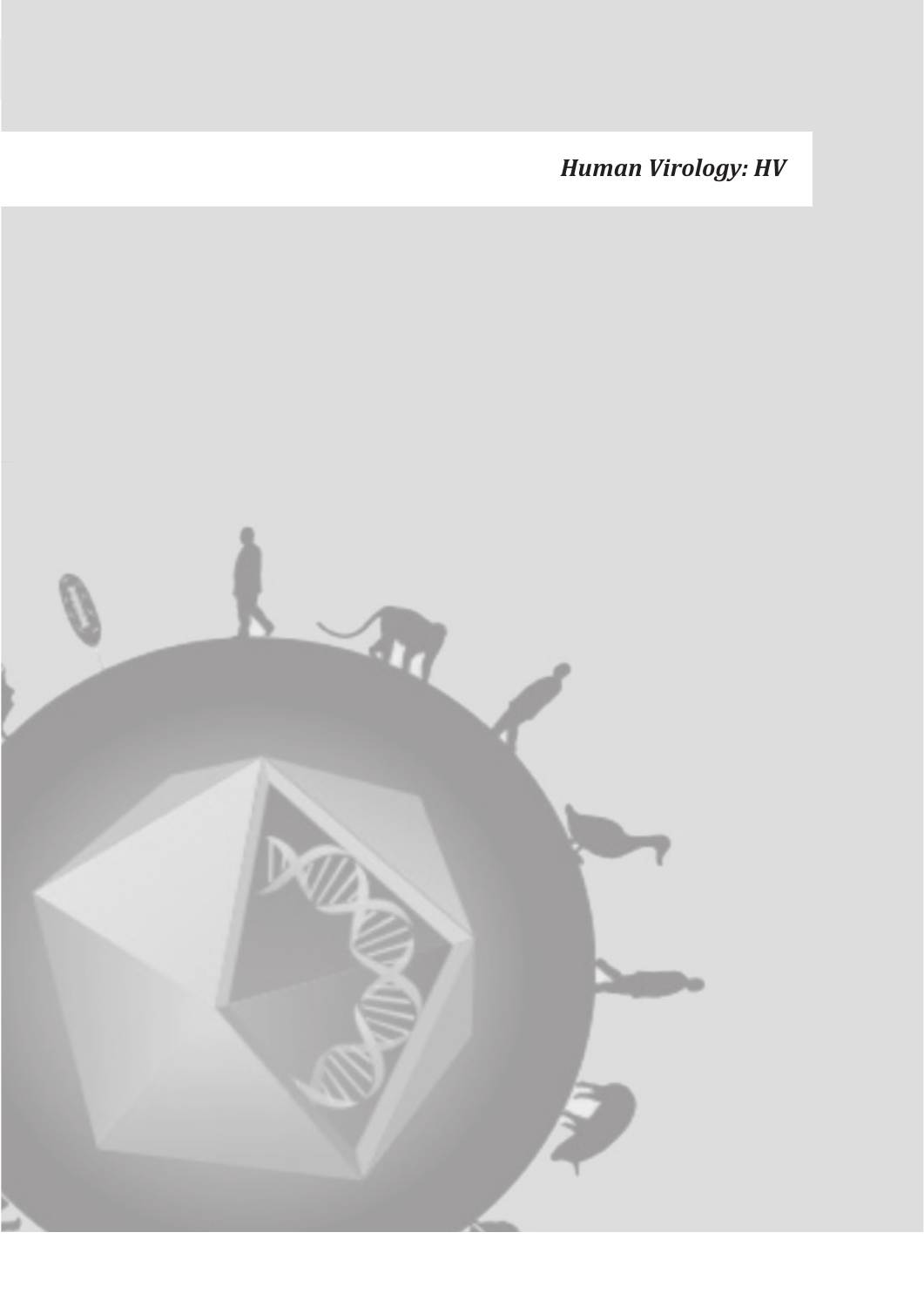*Human Virology: HV*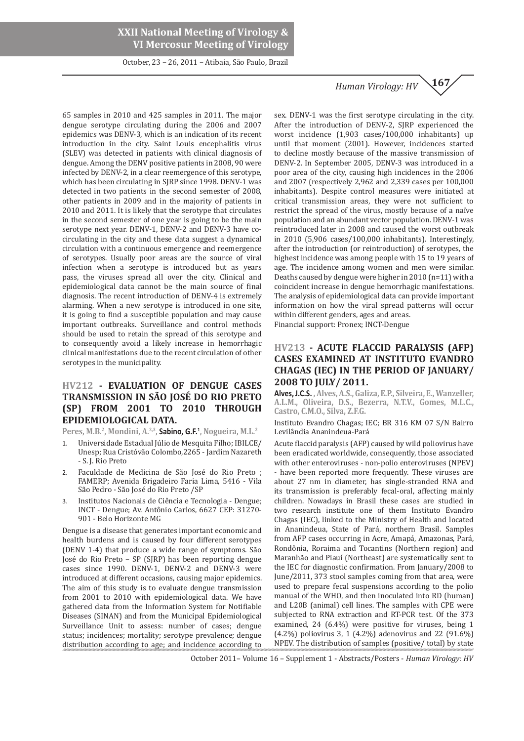65 samples in 2010 and 425 samples in 2011. The major dengue serotype circulating during the 2006 and 2007 epidemics was DENV-3, which is an indication of its recent introduction in the city. Saint Louis encephalitis virus (SLEV) was detected in patients with clinical diagnosis of dengue. Among the DENV positive patients in 2008, 90 were infected by DENV-2, in a clear reemergence of this serotype, which has been circulating in SJRP since 1998. DENV-1 was detected in two patients in the second semester of 2008, other patients in 2009 and in the majority of patients in 2010 and 2011. It is likely that the serotype that circulates in the second semester of one year is going to be the main serotype next year. DENV-1, DENV-2 and DENV-3 have co-circulating in the city and these data suggest a dynamical circulation with a continuous emergence and reemergence of serotypes. Usually poor areas are the source of viral infection when a serotype is introduced but as years pass, the viruses spread all over the city. Clinical and epidemiological data cannot be the main source of final diagnosis. The recent introduction of DENV-4 is extremely alarming. When a new serotype is introduced in one site, it is going to find a susceptible population and may cause important outbreaks. Surveillance and control methods should be used to retain the spread of this serotype and to consequently avoid a likely increase in hemorrhagic clinical manifestations due to the recent circulation of other serotypes in the municipality.

## HV212 - EVALUATION OF DENGUE CASES TRANSMISSION IN SÃO JOSÉ DO RIO PRETO (SP) FROM 2001 TO 2010 THROUGH EPIDEMIOLOGICAL DATA.

Peres, M.B.[2], Mondini, A.[2,3], **Sabino, G.F.**[1], Nogueira, M.L.[2]

1. Universidade Estadual Júlio de Mesquita Filho; IBILCE/ Unesp; Rua Cristóvão Colombo,2265 - Jardim Nazareth - S. J. Rio Preto
2. Faculdade de Medicina de São José do Rio Preto ; FAMERP; Avenida Brigadeiro Faria Lima, 5416 - Vila São Pedro - São José do Rio Preto /SP
3. Institutos Nacionais de Ciência e Tecnologia - Dengue; INCT - Dengue; Av. Antônio Carlos, 6627 CEP: 31270-901 - Belo Horizonte MG

Dengue is a disease that generates important economic and health burdens and is caused by four different serotypes (DENV 1-4) that produce a wide range of symptoms. São José do Rio Preto – SP (SJRP) has been reporting dengue cases since 1990. DENV-1, DENV-2 and DENV-3 were introduced at different occasions, causing major epidemics. The aim of this study is to evaluate dengue transmission from 2001 to 2010 with epidemiological data. We have gathered data from the Information System for Notifiable Diseases (SINAN) and from the Municipal Epidemiological Surveillance Unit to assess: number of cases; dengue status; incidences; mortality; serotype prevalence; dengue distribution according to age; and incidence according to sex. DENV-1 was the first serotype circulating in the city. After the introduction of DENV-2, SJRP experienced the worst incidence (1,903 cases/100,000 inhabitants) up until that moment (2001). However, incidences started to decline mostly because of the massive transmission of DENV-2. In September 2005, DENV-3 was introduced in a poor area of the city, causing high incidences in the 2006 and 2007 (respectively 2,962 and 2,339 cases per 100,000 inhabitants). Despite control measures were initiated at critical transmission areas, they were not sufficient to restrict the spread of the virus, mostly because of a naïve population and an abundant vector population. DENV-1 was reintroduced later in 2008 and caused the worst outbreak in 2010 (5,906 cases/100,000 inhabitants). Interestingly, after the introduction (or reintroduction) of serotypes, the highest incidence was among people with 15 to 19 years of age. The incidence among women and men were similar. Deaths caused by dengue were higher in 2010 (n=11) with a coincident increase in dengue hemorrhagic manifestations. The analysis of epidemiological data can provide important information on how the viral spread patterns will occur within different genders, ages and areas.

Financial support: Pronex; INCT-Dengue

## HV213 - ACUTE FLACCID PARALYSIS (AFP) CASES EXAMINED AT INSTITUTO EVANDRO CHAGAS (IEC) IN THE PERIOD OF JANUARY/ 2008 TO JULY/ 2011.

**Alves, J.C.S.**, Alves, A.S., Galiza, E.P., Silveira, E., Wanzeller, A.L.M., Oliveira, D.S., Bezerra, N.T.V., Gomes, M.L.C., Castro, C.M.O., Silva, Z.F.G.

Instituto Evandro Chagas; IEC; BR 316 KM 07 S/N Bairro Levilândia Ananindeua-Pará

Acute flaccid paralysis (AFP) caused by wild poliovirus have been eradicated worldwide, consequently, those associated with other enteroviruses - non-polio enteroviruses (NPEV) - have been reported more frequently. These viruses are about 27 nm in diameter, has single-stranded RNA and its transmission is preferably fecal-oral, affecting mainly children. Nowadays in Brasil these cases are studied in two research institute one of them Instituto Evandro Chagas (IEC), linked to the Ministry of Health and located in Ananindeua, State of Pará, northern Brasil. Samples from AFP cases occurring in Acre, Amapá, Amazonas, Pará, Rondônia, Roraima and Tocantins (Northern region) and Maranhão and Piauí (Northeast) are systematically sent to the IEC for diagnostic confirmation. From January/2008 to June/2011, 373 stool samples coming from that area, were used to prepare fecal suspensions according to the polio manual of the WHO, and then inoculated into RD (human) and L20B (animal) cell lines. The samples with CPE were subjected to RNA extraction and RT-PCR test. Of the 373 examined, 24 (6.4%) were positive for viruses, being 1 (4.2%) poliovirus 3, 1 (4.2%) adenovirus and 22 (91.6%) NPEV. The distribution of samples (positive/ total) by state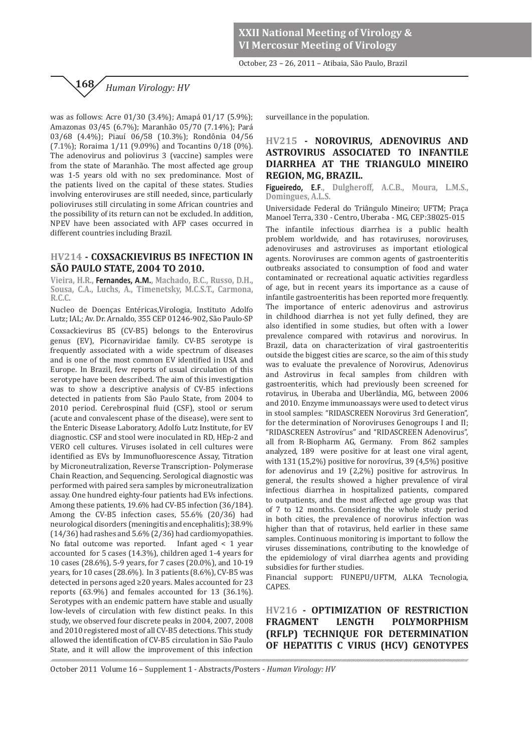was as follows: Acre 01/30 (3.4%); Amapá 01/17 (5.9%); Amazonas 03/45 (6.7%); Maranhão 05/70 (7.14%); Pará 03/68 (4.4%); Piauí 06/58 (10.3%); Rondônia 04/56 (7.1%); Roraima 1/11 (9.09%) and Tocantins 0/18 (0%). The adenovirus and poliovirus 3 (vaccine) samples were from the state of Maranhão. The most affected age group was 1-5 years old with no sex predominance. Most of the patients lived on the capital of these states. Studies involving enteroviruses are still needed, since, particularly polioviruses still circulating in some African countries and the possibility of its return can not be excluded. In addition, NPEV have been associated with AFP cases occurred in different countries including Brazil.

## HV214 - COXSACKIEVIRUS B5 INFECTION IN SÃO PAULO STATE, 2004 TO 2010.

Vieira, H.R., **Fernandes, A.M.**, Machado, B.C., Russo, D.H., Sousa, C.A., Luchs, A., Timenetsky, M.C.S.T., Carmona, R.C.C.

Nucleo de Doenças Entéricas,Virologia, Instituto Adolfo Lutz; IAL; Av. Dr. Arnaldo, 355 CEP 01246-902, São Paulo-SP

Coxsackievirus B5 (CV-B5) belongs to the Enterovirus genus (EV), Picornaviridae family. CV-B5 serotype is frequently associated with a wide spectrum of diseases and is one of the most common EV identified in USA and Europe. In Brazil, few reports of usual circulation of this serotype have been described. The aim of this investigation was to show a descriptive analysis of CV-B5 infections detected in patients from São Paulo State, from 2004 to 2010 period. Cerebrospinal fluid (CSF), stool or serum (acute and convalescent phase of the disease), were sent to the Enteric Disease Laboratory, Adolfo Lutz Institute, for EV diagnostic. CSF and stool were inoculated in RD, HEp-2 and VERO cell cultures. Viruses isolated in cell cultures were identified as EVs by Immunofluorescence Assay, Titration by Microneutralization, Reverse Transcription- Polymerase Chain Reaction, and Sequencing. Serological diagnostic was performed with paired sera samples by microneutralization assay. One hundred eighty-four patients had EVs infections. Among these patients, 19.6% had CV-B5 infection (36/184). Among the CV-B5 infection cases, 55.6% (20/36) had neurological disorders (meningitis and encephalitis); 38.9% (14/36) had rashes and 5.6% (2/36) had cardiomyopathies. No fatal outcome was reported. Infant aged < 1 year accounted for 5 cases (14.3%), children aged 1-4 years for 10 cases (28.6%), 5-9 years, for 7 cases (20.0%), and 10-19 years, for 10 cases (28.6%). In 3 patients (8.6%), CV-B5 was detected in persons aged ≥20 years. Males accounted for 23 reports (63.9%) and females accounted for 13 (36.1%). Serotypes with an endemic pattern have stable and usually low-levels of circulation with few distinct peaks. In this study, we observed four discrete peaks in 2004, 2007, 2008 and 2010 registered most of all CV-B5 detections. This study allowed the identification of CV-B5 circulation in São Paulo State, and it will allow the improvement of this infection surveillance in the population.

## HV215 - NOROVIRUS, ADENOVIRUS AND ASTROVIRUS ASSOCIATED TO INFANTILE DIARRHEA AT THE TRIANGULO MINEIRO REGION, MG, BRAZIL.

**Figueiredo, E.F.**, Dulgheroff, A.C.B., Moura, L.M.S., Domingues, A.L.S.

Universidade Federal do Triângulo Mineiro; UFTM; Praça Manoel Terra, 330 - Centro, Uberaba - MG, CEP:38025-015

The infantile infectious diarrhea is a public health problem worldwide, and has rotaviruses, noroviruses, adenoviruses and astroviruses as important etiological agents. Noroviruses are common agents of gastroenteritis outbreaks associated to consumption of food and water contaminated or recreational aquatic activities regardless of age, but in recent years its importance as a cause of infantile gastroenteritis has been reported more frequently. The importance of enteric adenovirus and astrovirus in childhood diarrhea is not yet fully defined, they are also identified in some studies, but often with a lower prevalence compared with rotavirus and norovirus. In Brazil, data on characterization of viral gastroenteritis outside the biggest cities are scarce, so the aim of this study was to evaluate the prevalence of Norovirus, Adenovirus and Astrovirus in fecal samples from children with gastroenteritis, which had previously been screened for rotavirus, in Uberaba and Uberlândia, MG, between 2006 and 2010. Enzyme immunoassays were used to detect virus in stool samples: "RIDASCREEN Norovirus 3rd Generation", for the determination of Noroviruses Genogroups I and II; "RIDASCREEN Astrovírus" and "RIDASCREEN Adenovírus", all from R-Biopharm AG, Germany. From 862 samples analyzed, 189 were positive for at least one viral agent, with 131 (15,2%) positive for norovírus, 39 (4,5%) positive for adenovirus and 19 (2,2%) positive for astrovirus. In general, the results showed a higher prevalence of viral infectious diarrhea in hospitalized patients, compared to outpatients, and the most affected age group was that of 7 to 12 months. Considering the whole study period in both cities, the prevalence of norovirus infection was higher than that of rotavirus, held earlier in these same samples. Continuous monitoring is important to follow the viruses disseminations, contributing to the knowledge of the epidemiology of viral diarrhea agents and providing subsidies for further studies.

Financial support: FUNEPU/UFTM, ALKA Tecnologia, CAPES.

## HV216 - OPTIMIZATION OF RESTRICTION FRAGMENT LENGTH POLYMORPHISM (RFLP) TECHNIQUE FOR DETERMINATION OF HEPATITIS C VIRUS (HCV) GENOTYPES